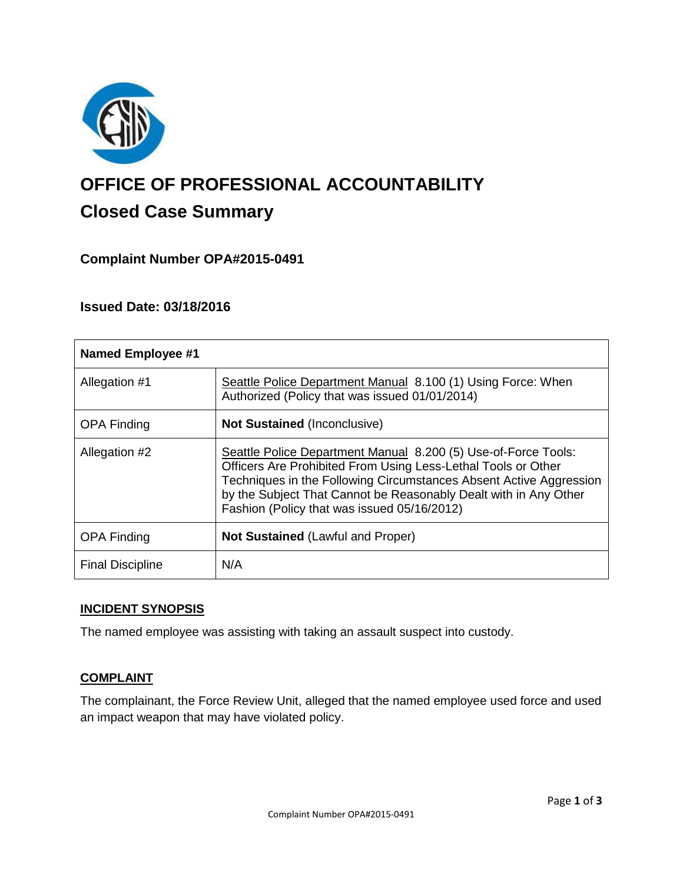# OFFICE OF PROFESSIONAL ACCOUNTABILITY

## Closed Case Summary

### Complaint Number OPA#2015-0491

### Issued Date: 03/18/2016

| Named Employee #1 | |
|---|---|
| Allegation #1 | Seattle Police Department Manual 8.100 (1) Using Force: When Authorized (Policy that was issued 01/01/2014) |
| OPA Finding | **Not Sustained** (Inconclusive) |
| Allegation #2 | Seattle Police Department Manual 8.200 (5) Use-of-Force Tools: Officers Are Prohibited From Using Less-Lethal Tools or Other Techniques in the Following Circumstances Absent Active Aggression by the Subject That Cannot be Reasonably Dealt with in Any Other Fashion (Policy that was issued 05/16/2012) |
| OPA Finding | **Not Sustained** (Lawful and Proper) |
| Final Discipline | N/A |

**INCIDENT SYNOPSIS**

The named employee was assisting with taking an assault suspect into custody.

**COMPLAINT**

The complainant, the Force Review Unit, alleged that the named employee used force and used an impact weapon that may have violated policy.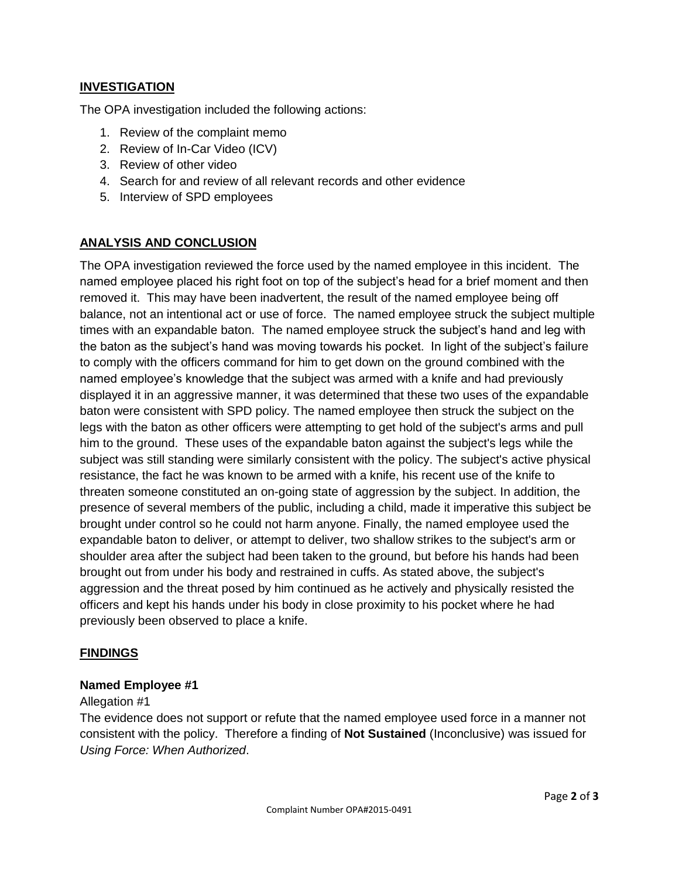## INVESTIGATION

The OPA investigation included the following actions:

1. Review of the complaint memo
2. Review of In-Car Video (ICV)
3. Review of other video
4. Search for and review of all relevant records and other evidence
5. Interview of SPD employees

## ANALYSIS AND CONCLUSION

The OPA investigation reviewed the force used by the named employee in this incident. The named employee placed his right foot on top of the subject's head for a brief moment and then removed it. This may have been inadvertent, the result of the named employee being off balance, not an intentional act or use of force. The named employee struck the subject multiple times with an expandable baton. The named employee struck the subject's hand and leg with the baton as the subject's hand was moving towards his pocket. In light of the subject's failure to comply with the officers command for him to get down on the ground combined with the named employee's knowledge that the subject was armed with a knife and had previously displayed it in an aggressive manner, it was determined that these two uses of the expandable baton were consistent with SPD policy. The named employee then struck the subject on the legs with the baton as other officers were attempting to get hold of the subject's arms and pull him to the ground. These uses of the expandable baton against the subject's legs while the subject was still standing were similarly consistent with the policy. The subject's active physical resistance, the fact he was known to be armed with a knife, his recent use of the knife to threaten someone constituted an on-going state of aggression by the subject. In addition, the presence of several members of the public, including a child, made it imperative this subject be brought under control so he could not harm anyone. Finally, the named employee used the expandable baton to deliver, or attempt to deliver, two shallow strikes to the subject's arm or shoulder area after the subject had been taken to the ground, but before his hands had been brought out from under his body and restrained in cuffs. As stated above, the subject's aggression and the threat posed by him continued as he actively and physically resisted the officers and kept his hands under his body in close proximity to his pocket where he had previously been observed to place a knife.

## FINDINGS

**Named Employee #1**

Allegation #1

The evidence does not support or refute that the named employee used force in a manner not consistent with the policy. Therefore a finding of **Not Sustained** (Inconclusive) was issued for *Using Force: When Authorized*.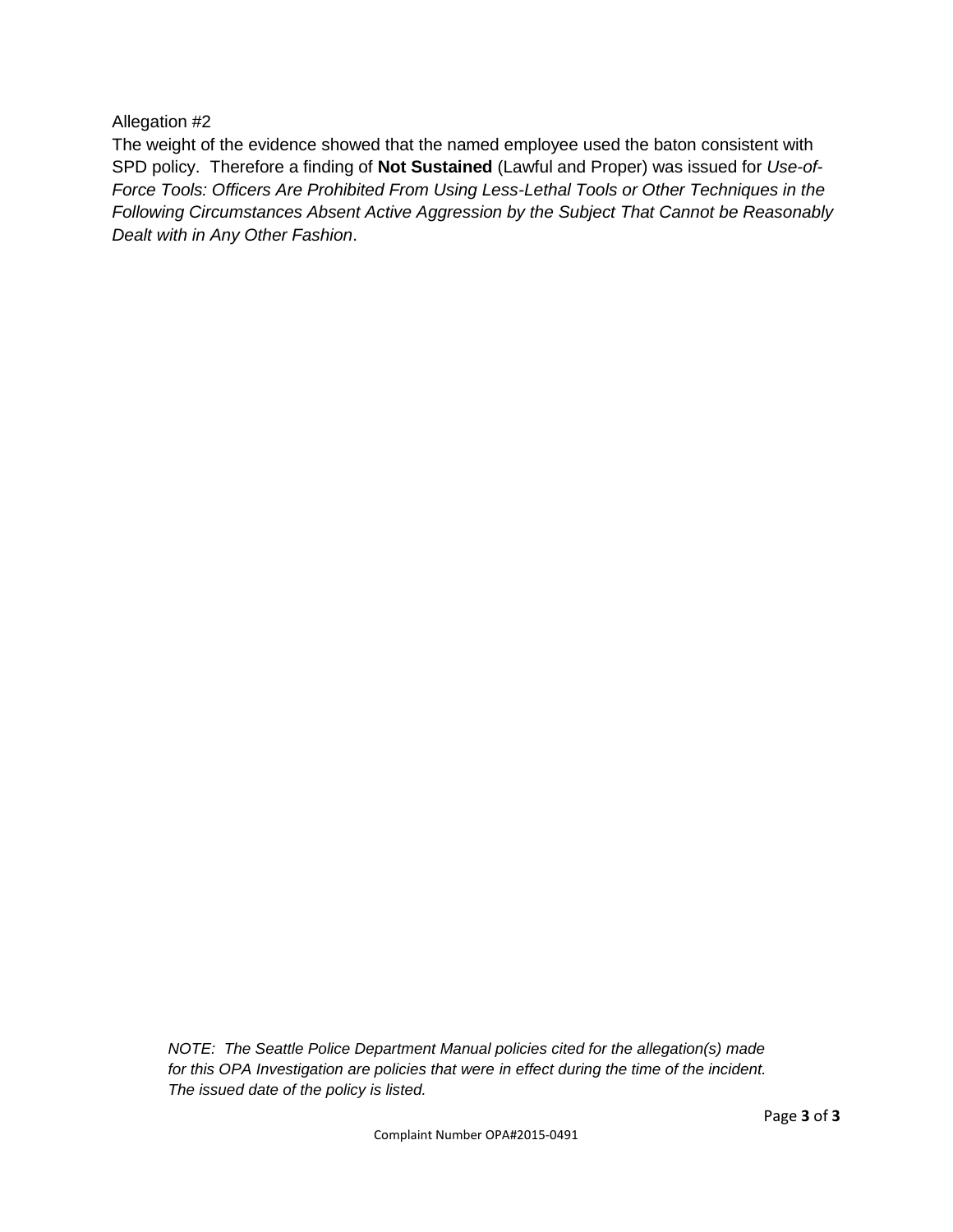Allegation #2
The weight of the evidence showed that the named employee used the baton consistent with SPD policy. Therefore a finding of **Not Sustained** (Lawful and Proper) was issued for *Use-of-Force Tools: Officers Are Prohibited From Using Less-Lethal Tools or Other Techniques in the Following Circumstances Absent Active Aggression by the Subject That Cannot be Reasonably Dealt with in Any Other Fashion*.

*NOTE: The Seattle Police Department Manual policies cited for the allegation(s) made for this OPA Investigation are policies that were in effect during the time of the incident. The issued date of the policy is listed.*

Complaint Number OPA#2015-0491